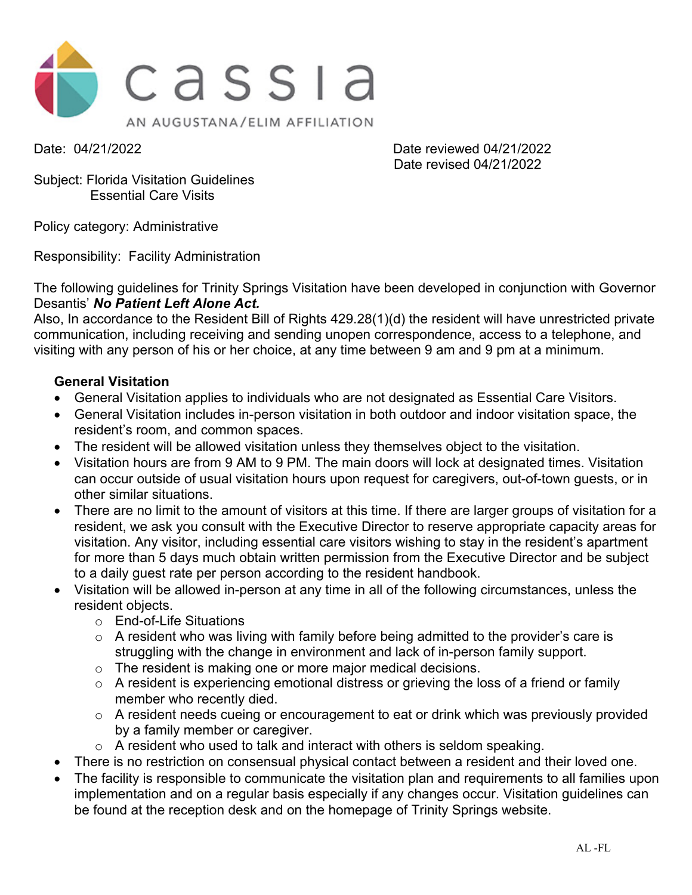cassia

AN AUGUSTANA/ELIM AFFILIATION

Date: 04/21/2022

Date reviewed 04/21/2022
Date revised 04/21/2022

Subject: Florida Visitation Guidelines
Essential Care Visits

Policy category: Administrative

Responsibility: Facility Administration

The following guidelines for Trinity Springs Visitation have been developed in conjunction with Governor Desantis' ***No Patient Left Alone Act.***
Also, In accordance to the Resident Bill of Rights 429.28(1)(d) the resident will have unrestricted private communication, including receiving and sending unopen correspondence, access to a telephone, and visiting with any person of his or her choice, at any time between 9 am and 9 pm at a minimum.

**General Visitation**

- General Visitation applies to individuals who are not designated as Essential Care Visitors.
- General Visitation includes in-person visitation in both outdoor and indoor visitation space, the resident's room, and common spaces.
- The resident will be allowed visitation unless they themselves object to the visitation.
- Visitation hours are from 9 AM to 9 PM. The main doors will lock at designated times. Visitation can occur outside of usual visitation hours upon request for caregivers, out-of-town guests, or in other similar situations.
- There are no limit to the amount of visitors at this time. If there are larger groups of visitation for a resident, we ask you consult with the Executive Director to reserve appropriate capacity areas for visitation. Any visitor, including essential care visitors wishing to stay in the resident's apartment for more than 5 days much obtain written permission from the Executive Director and be subject to a daily guest rate per person according to the resident handbook.
- Visitation will be allowed in-person at any time in all of the following circumstances, unless the resident objects.
  - End-of-Life Situations
  - A resident who was living with family before being admitted to the provider's care is struggling with the change in environment and lack of in-person family support.
  - The resident is making one or more major medical decisions.
  - A resident is experiencing emotional distress or grieving the loss of a friend or family member who recently died.
  - A resident needs cueing or encouragement to eat or drink which was previously provided by a family member or caregiver.
  - A resident who used to talk and interact with others is seldom speaking.
- There is no restriction on consensual physical contact between a resident and their loved one.
- The facility is responsible to communicate the visitation plan and requirements to all families upon implementation and on a regular basis especially if any changes occur. Visitation guidelines can be found at the reception desk and on the homepage of Trinity Springs website.

AL -FL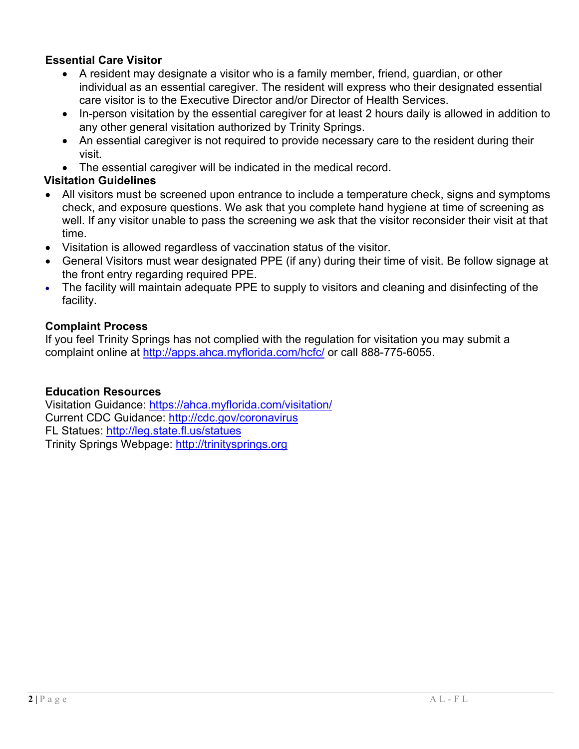**Essential Care Visitor**

- A resident may designate a visitor who is a family member, friend, guardian, or other individual as an essential caregiver. The resident will express who their designated essential care visitor is to the Executive Director and/or Director of Health Services.
- In-person visitation by the essential caregiver for at least 2 hours daily is allowed in addition to any other general visitation authorized by Trinity Springs.
- An essential caregiver is not required to provide necessary care to the resident during their visit.
- The essential caregiver will be indicated in the medical record.

**Visitation Guidelines**

- All visitors must be screened upon entrance to include a temperature check, signs and symptoms check, and exposure questions. We ask that you complete hand hygiene at time of screening as well. If any visitor unable to pass the screening we ask that the visitor reconsider their visit at that time.
- Visitation is allowed regardless of vaccination status of the visitor.
- General Visitors must wear designated PPE (if any) during their time of visit. Be follow signage at the front entry regarding required PPE.
- The facility will maintain adequate PPE to supply to visitors and cleaning and disinfecting of the facility.

**Complaint Process**

If you feel Trinity Springs has not complied with the regulation for visitation you may submit a complaint online at http://apps.ahca.myflorida.com/hcfc/ or call 888-775-6055.

**Education Resources**

Visitation Guidance: https://ahca.myflorida.com/visitation/
Current CDC Guidance: http://cdc.gov/coronavirus
FL Statues: http://leg.state.fl.us/statues
Trinity Springs Webpage: http://trinitysprings.org